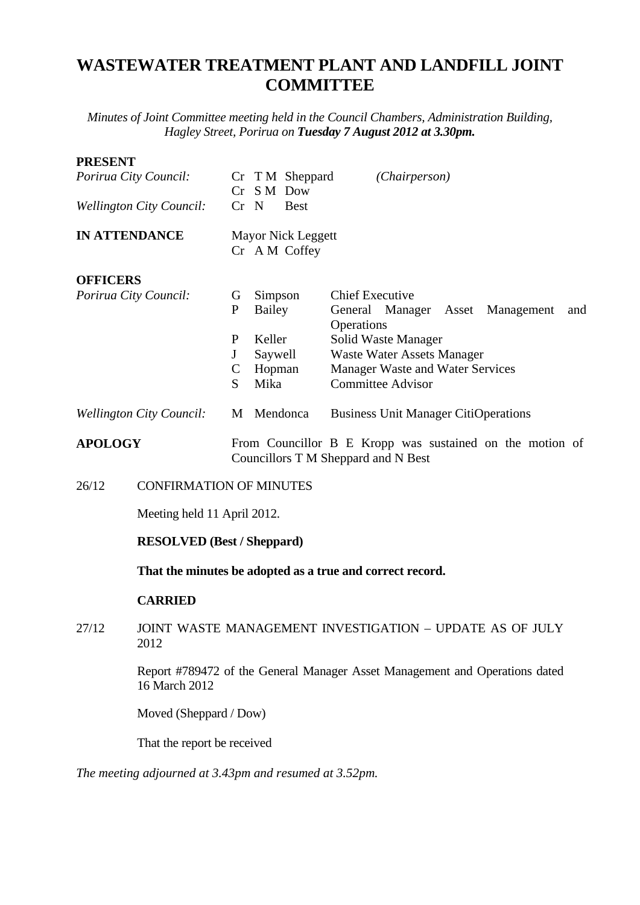# WASTEWATER TREATMENT PLANT AND LANDFILL JOINT COMMITTEE

*Minutes of Joint Committee meeting held in the Council Chambers, Administration Building, Hagley Street, Porirua on **Tuesday 7 August 2012 at 3.30pm.***

**PRESENT**

| | | |
|---|---|---|
| *Porirua City Council:* | Cr T M Sheppard | *(Chairperson)* |
| | Cr S M Dow | |
| *Wellington City Council:* | Cr N Best | |

**IN ATTENDANCE**

Mayor Nick Leggett
Cr A M Coffey

**OFFICERS**

| | | |
|---|---|---|
| *Porirua City Council:* | G Simpson | Chief Executive |
| | P Bailey | General Manager Asset Management and Operations |
| | P Keller | Solid Waste Manager |
| | J Saywell | Waste Water Assets Manager |
| | C Hopman | Manager Waste and Water Services |
| | S Mika | Committee Advisor |
| *Wellington City Council:* | M Mendonca | Business Unit Manager CitiOperations |

**APOLOGY**

From Councillor B E Kropp was sustained on the motion of Councillors T M Sheppard and N Best

26/12 CONFIRMATION OF MINUTES

Meeting held 11 April 2012.

**RESOLVED (Best / Sheppard)**

**That the minutes be adopted as a true and correct record.**

**CARRIED**

27/12 JOINT WASTE MANAGEMENT INVESTIGATION – UPDATE AS OF JULY 2012

Report #789472 of the General Manager Asset Management and Operations dated 16 March 2012

Moved (Sheppard / Dow)

That the report be received

*The meeting adjourned at 3.43pm and resumed at 3.52pm.*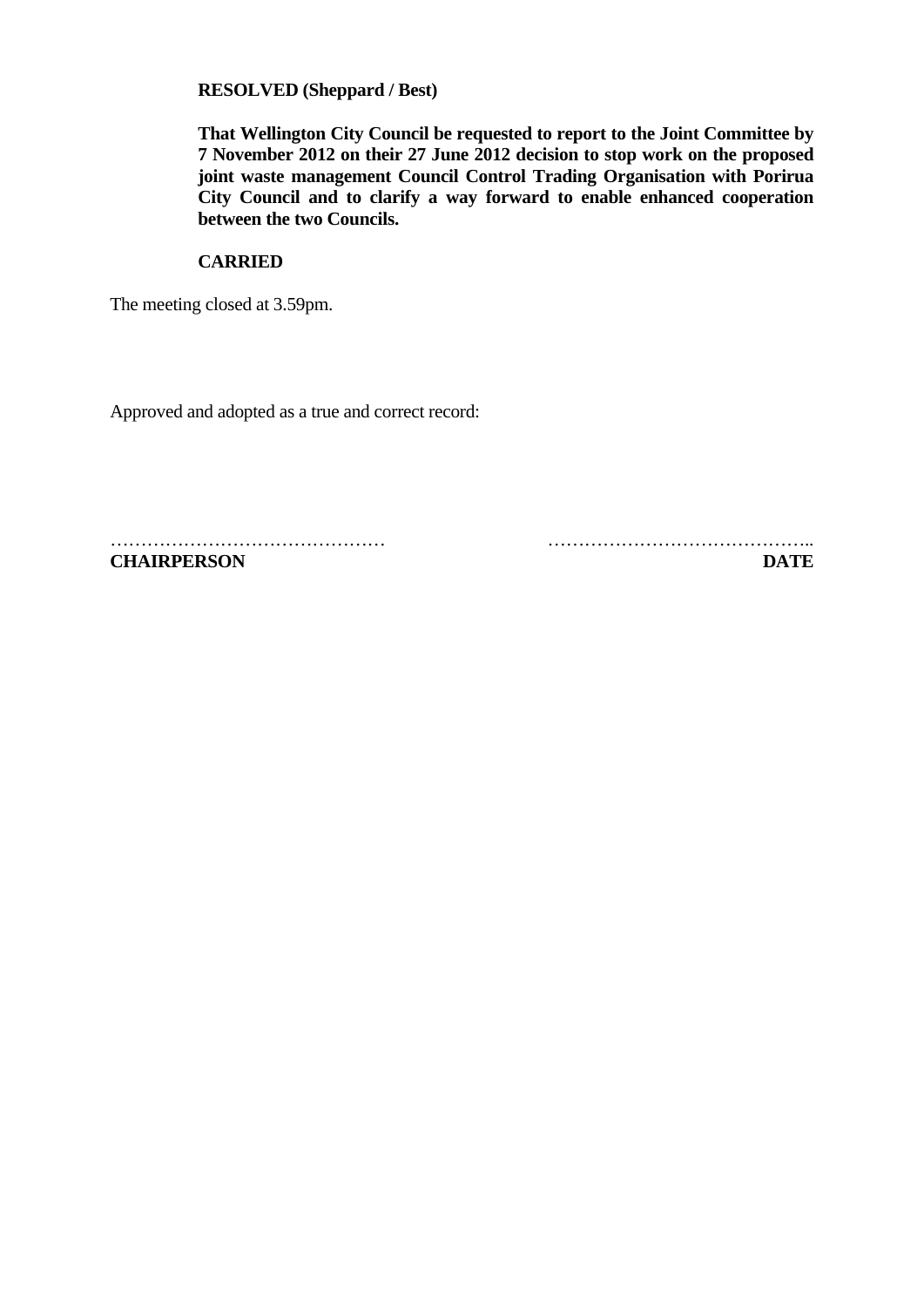**RESOLVED (Sheppard / Best)**

**That Wellington City Council be requested to report to the Joint Committee by 7 November 2012 on their 27 June 2012 decision to stop work on the proposed joint waste management Council Control Trading Organisation with Porirua City Council and to clarify a way forward to enable enhanced cooperation between the two Councils.**

**CARRIED**

The meeting closed at 3.59pm.

Approved and adopted as a true and correct record:

……………………………………… ……………………………………..

**CHAIRPERSON** **DATE**